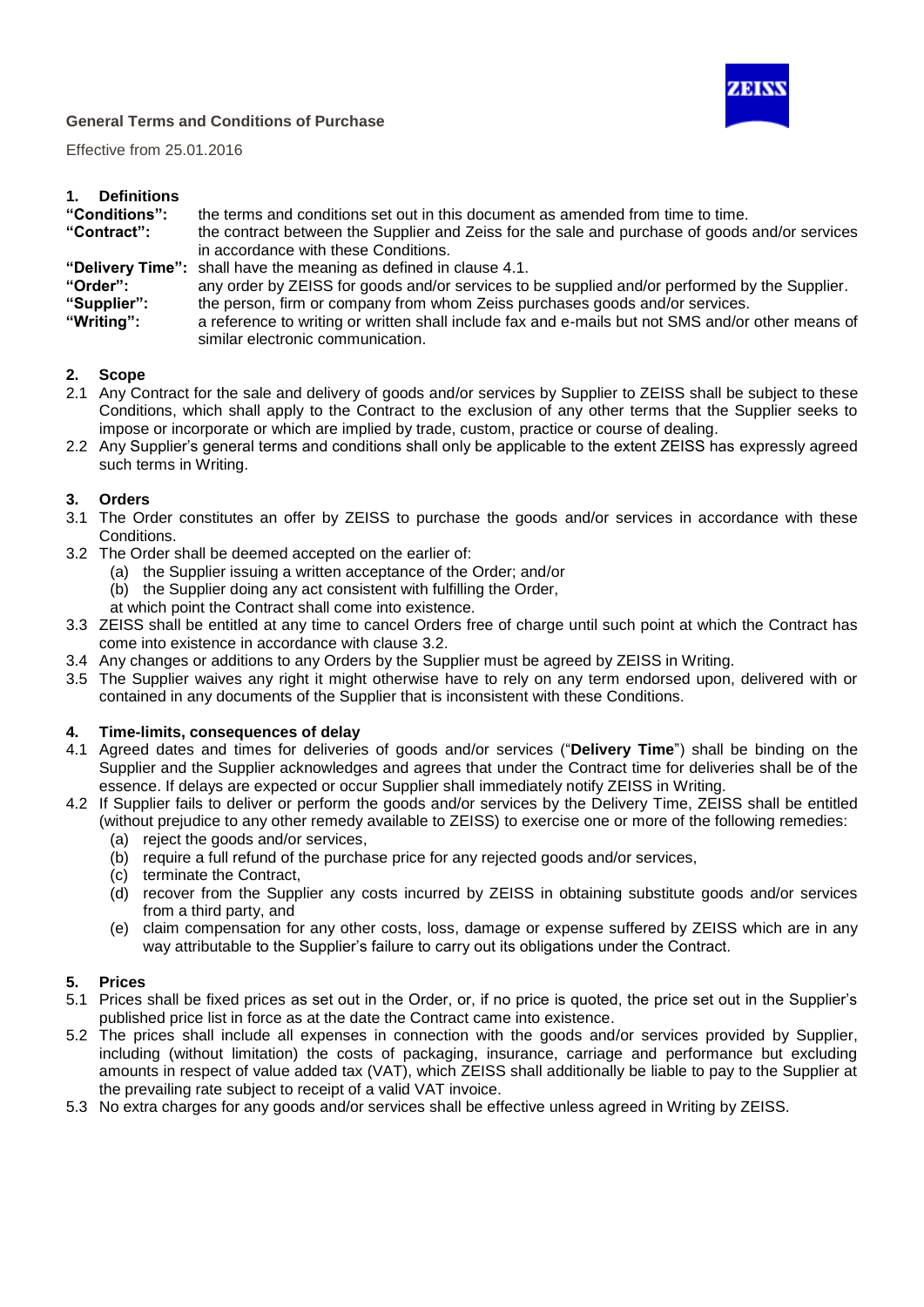# General Terms and Conditions of Purchase

Effective from 25.01.2016

## 1. Definitions

**"Conditions":** the terms and conditions set out in this document as amended from time to time.

**"Contract":** the contract between the Supplier and Zeiss for the sale and purchase of goods and/or services in accordance with these Conditions.

**"Delivery Time":** shall have the meaning as defined in clause 4.1.

**"Order":** any order by ZEISS for goods and/or services to be supplied and/or performed by the Supplier.

**"Supplier":** the person, firm or company from whom Zeiss purchases goods and/or services.

**"Writing":** a reference to writing or written shall include fax and e-mails but not SMS and/or other means of similar electronic communication.

## 2. Scope

2.1 Any Contract for the sale and delivery of goods and/or services by Supplier to ZEISS shall be subject to these Conditions, which shall apply to the Contract to the exclusion of any other terms that the Supplier seeks to impose or incorporate or which are implied by trade, custom, practice or course of dealing.

2.2 Any Supplier's general terms and conditions shall only be applicable to the extent ZEISS has expressly agreed such terms in Writing.

## 3. Orders

3.1 The Order constitutes an offer by ZEISS to purchase the goods and/or services in accordance with these Conditions.

3.2 The Order shall be deemed accepted on the earlier of:
   (a) the Supplier issuing a written acceptance of the Order; and/or
   (b) the Supplier doing any act consistent with fulfilling the Order,
   at which point the Contract shall come into existence.

3.3 ZEISS shall be entitled at any time to cancel Orders free of charge until such point at which the Contract has come into existence in accordance with clause 3.2.

3.4 Any changes or additions to any Orders by the Supplier must be agreed by ZEISS in Writing.

3.5 The Supplier waives any right it might otherwise have to rely on any term endorsed upon, delivered with or contained in any documents of the Supplier that is inconsistent with these Conditions.

## 4. Time-limits, consequences of delay

4.1 Agreed dates and times for deliveries of goods and/or services ("**Delivery Time**") shall be binding on the Supplier and the Supplier acknowledges and agrees that under the Contract time for deliveries shall be of the essence. If delays are expected or occur Supplier shall immediately notify ZEISS in Writing.

4.2 If Supplier fails to deliver or perform the goods and/or services by the Delivery Time, ZEISS shall be entitled (without prejudice to any other remedy available to ZEISS) to exercise one or more of the following remedies:
   (a) reject the goods and/or services,
   (b) require a full refund of the purchase price for any rejected goods and/or services,
   (c) terminate the Contract,
   (d) recover from the Supplier any costs incurred by ZEISS in obtaining substitute goods and/or services from a third party, and
   (e) claim compensation for any other costs, loss, damage or expense suffered by ZEISS which are in any way attributable to the Supplier's failure to carry out its obligations under the Contract.

## 5. Prices

5.1 Prices shall be fixed prices as set out in the Order, or, if no price is quoted, the price set out in the Supplier's published price list in force as at the date the Contract came into existence.

5.2 The prices shall include all expenses in connection with the goods and/or services provided by Supplier, including (without limitation) the costs of packaging, insurance, carriage and performance but excluding amounts in respect of value added tax (VAT), which ZEISS shall additionally be liable to pay to the Supplier at the prevailing rate subject to receipt of a valid VAT invoice.

5.3 No extra charges for any goods and/or services shall be effective unless agreed in Writing by ZEISS.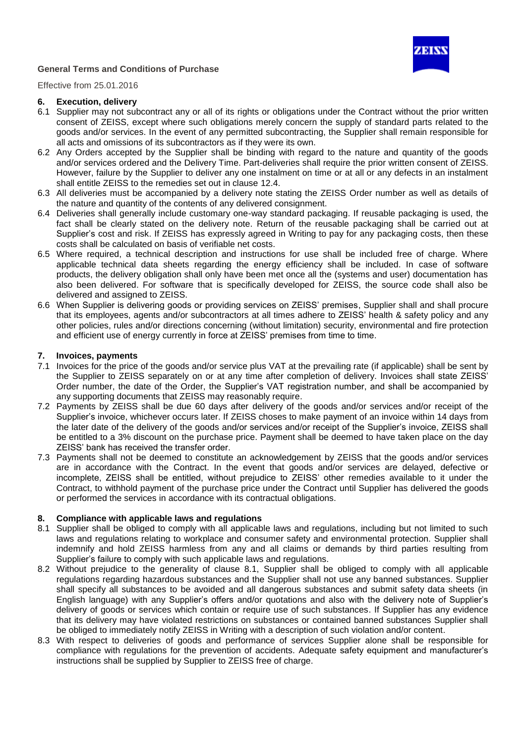## 6. Execution, delivery

6.1 Supplier may not subcontract any or all of its rights or obligations under the Contract without the prior written consent of ZEISS, except where such obligations merely concern the supply of standard parts related to the goods and/or services. In the event of any permitted subcontracting, the Supplier shall remain responsible for all acts and omissions of its subcontractors as if they were its own.

6.2 Any Orders accepted by the Supplier shall be binding with regard to the nature and quantity of the goods and/or services ordered and the Delivery Time. Part-deliveries shall require the prior written consent of ZEISS. However, failure by the Supplier to deliver any one instalment on time or at all or any defects in an instalment shall entitle ZEISS to the remedies set out in clause 12.4.

6.3 All deliveries must be accompanied by a delivery note stating the ZEISS Order number as well as details of the nature and quantity of the contents of any delivered consignment.

6.4 Deliveries shall generally include customary one-way standard packaging. If reusable packaging is used, the fact shall be clearly stated on the delivery note. Return of the reusable packaging shall be carried out at Supplier's cost and risk. If ZEISS has expressly agreed in Writing to pay for any packaging costs, then these costs shall be calculated on basis of verifiable net costs.

6.5 Where required, a technical description and instructions for use shall be included free of charge. Where applicable technical data sheets regarding the energy efficiency shall be included. In case of software products, the delivery obligation shall only have been met once all the (systems and user) documentation has also been delivered. For software that is specifically developed for ZEISS, the source code shall also be delivered and assigned to ZEISS.

6.6 When Supplier is delivering goods or providing services on ZEISS' premises, Supplier shall and shall procure that its employees, agents and/or subcontractors at all times adhere to ZEISS' health & safety policy and any other policies, rules and/or directions concerning (without limitation) security, environmental and fire protection and efficient use of energy currently in force at ZEISS' premises from time to time.

## 7. Invoices, payments

7.1 Invoices for the price of the goods and/or service plus VAT at the prevailing rate (if applicable) shall be sent by the Supplier to ZEISS separately on or at any time after completion of delivery. Invoices shall state ZEISS' Order number, the date of the Order, the Supplier's VAT registration number, and shall be accompanied by any supporting documents that ZEISS may reasonably require.

7.2 Payments by ZEISS shall be due 60 days after delivery of the goods and/or services and/or receipt of the Supplier's invoice, whichever occurs later. If ZEISS choses to make payment of an invoice within 14 days from the later date of the delivery of the goods and/or services and/or receipt of the Supplier's invoice, ZEISS shall be entitled to a 3% discount on the purchase price. Payment shall be deemed to have taken place on the day ZEISS' bank has received the transfer order.

7.3 Payments shall not be deemed to constitute an acknowledgement by ZEISS that the goods and/or services are in accordance with the Contract. In the event that goods and/or services are delayed, defective or incomplete, ZEISS shall be entitled, without prejudice to ZEISS' other remedies available to it under the Contract, to withhold payment of the purchase price under the Contract until Supplier has delivered the goods or performed the services in accordance with its contractual obligations.

## 8. Compliance with applicable laws and regulations

8.1 Supplier shall be obliged to comply with all applicable laws and regulations, including but not limited to such laws and regulations relating to workplace and consumer safety and environmental protection. Supplier shall indemnify and hold ZEISS harmless from any and all claims or demands by third parties resulting from Supplier's failure to comply with such applicable laws and regulations.

8.2 Without prejudice to the generality of clause 8.1, Supplier shall be obliged to comply with all applicable regulations regarding hazardous substances and the Supplier shall not use any banned substances. Supplier shall specify all substances to be avoided and all dangerous substances and submit safety data sheets (in English language) with any Supplier's offers and/or quotations and also with the delivery note of Supplier's delivery of goods or services which contain or require use of such substances. If Supplier has any evidence that its delivery may have violated restrictions on substances or contained banned substances Supplier shall be obliged to immediately notify ZEISS in Writing with a description of such violation and/or content.

8.3 With respect to deliveries of goods and performance of services Supplier alone shall be responsible for compliance with regulations for the prevention of accidents. Adequate safety equipment and manufacturer's instructions shall be supplied by Supplier to ZEISS free of charge.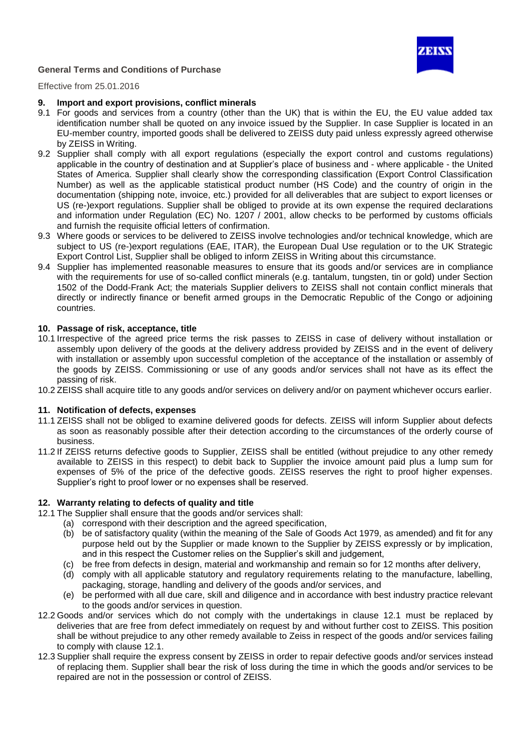## 9. Import and export provisions, conflict minerals

9.1 For goods and services from a country (other than the UK) that is within the EU, the EU value added tax identification number shall be quoted on any invoice issued by the Supplier. In case Supplier is located in an EU-member country, imported goods shall be delivered to ZEISS duty paid unless expressly agreed otherwise by ZEISS in Writing.

9.2 Supplier shall comply with all export regulations (especially the export control and customs regulations) applicable in the country of destination and at Supplier's place of business and - where applicable - the United States of America. Supplier shall clearly show the corresponding classification (Export Control Classification Number) as well as the applicable statistical product number (HS Code) and the country of origin in the documentation (shipping note, invoice, etc.) provided for all deliverables that are subject to export licenses or US (re-)export regulations. Supplier shall be obliged to provide at its own expense the required declarations and information under Regulation (EC) No. 1207 / 2001, allow checks to be performed by customs officials and furnish the requisite official letters of confirmation.

9.3 Where goods or services to be delivered to ZEISS involve technologies and/or technical knowledge, which are subject to US (re-)export regulations (EAE, ITAR), the European Dual Use regulation or to the UK Strategic Export Control List, Supplier shall be obliged to inform ZEISS in Writing about this circumstance.

9.4 Supplier has implemented reasonable measures to ensure that its goods and/or services are in compliance with the requirements for use of so-called conflict minerals (e.g. tantalum, tungsten, tin or gold) under Section 1502 of the Dodd-Frank Act; the materials Supplier delivers to ZEISS shall not contain conflict minerals that directly or indirectly finance or benefit armed groups in the Democratic Republic of the Congo or adjoining countries.

## 10. Passage of risk, acceptance, title

10.1 Irrespective of the agreed price terms the risk passes to ZEISS in case of delivery without installation or assembly upon delivery of the goods at the delivery address provided by ZEISS and in the event of delivery with installation or assembly upon successful completion of the acceptance of the installation or assembly of the goods by ZEISS. Commissioning or use of any goods and/or services shall not have as its effect the passing of risk.

10.2 ZEISS shall acquire title to any goods and/or services on delivery and/or on payment whichever occurs earlier.

## 11. Notification of defects, expenses

11.1 ZEISS shall not be obliged to examine delivered goods for defects. ZEISS will inform Supplier about defects as soon as reasonably possible after their detection according to the circumstances of the orderly course of business.

11.2 If ZEISS returns defective goods to Supplier, ZEISS shall be entitled (without prejudice to any other remedy available to ZEISS in this respect) to debit back to Supplier the invoice amount paid plus a lump sum for expenses of 5% of the price of the defective goods. ZEISS reserves the right to proof higher expenses. Supplier's right to proof lower or no expenses shall be reserved.

## 12. Warranty relating to defects of quality and title

12.1 The Supplier shall ensure that the goods and/or services shall:

- (a) correspond with their description and the agreed specification,
- (b) be of satisfactory quality (within the meaning of the Sale of Goods Act 1979, as amended) and fit for any purpose held out by the Supplier or made known to the Supplier by ZEISS expressly or by implication, and in this respect the Customer relies on the Supplier's skill and judgement,
- (c) be free from defects in design, material and workmanship and remain so for 12 months after delivery,
- (d) comply with all applicable statutory and regulatory requirements relating to the manufacture, labelling, packaging, storage, handling and delivery of the goods and/or services, and
- (e) be performed with all due care, skill and diligence and in accordance with best industry practice relevant to the goods and/or services in question.

12.2 Goods and/or services which do not comply with the undertakings in clause 12.1 must be replaced by deliveries that are free from defect immediately on request by and without further cost to ZEISS. This position shall be without prejudice to any other remedy available to Zeiss in respect of the goods and/or services failing to comply with clause 12.1.

12.3 Supplier shall require the express consent by ZEISS in order to repair defective goods and/or services instead of replacing them. Supplier shall bear the risk of loss during the time in which the goods and/or services to be repaired are not in the possession or control of ZEISS.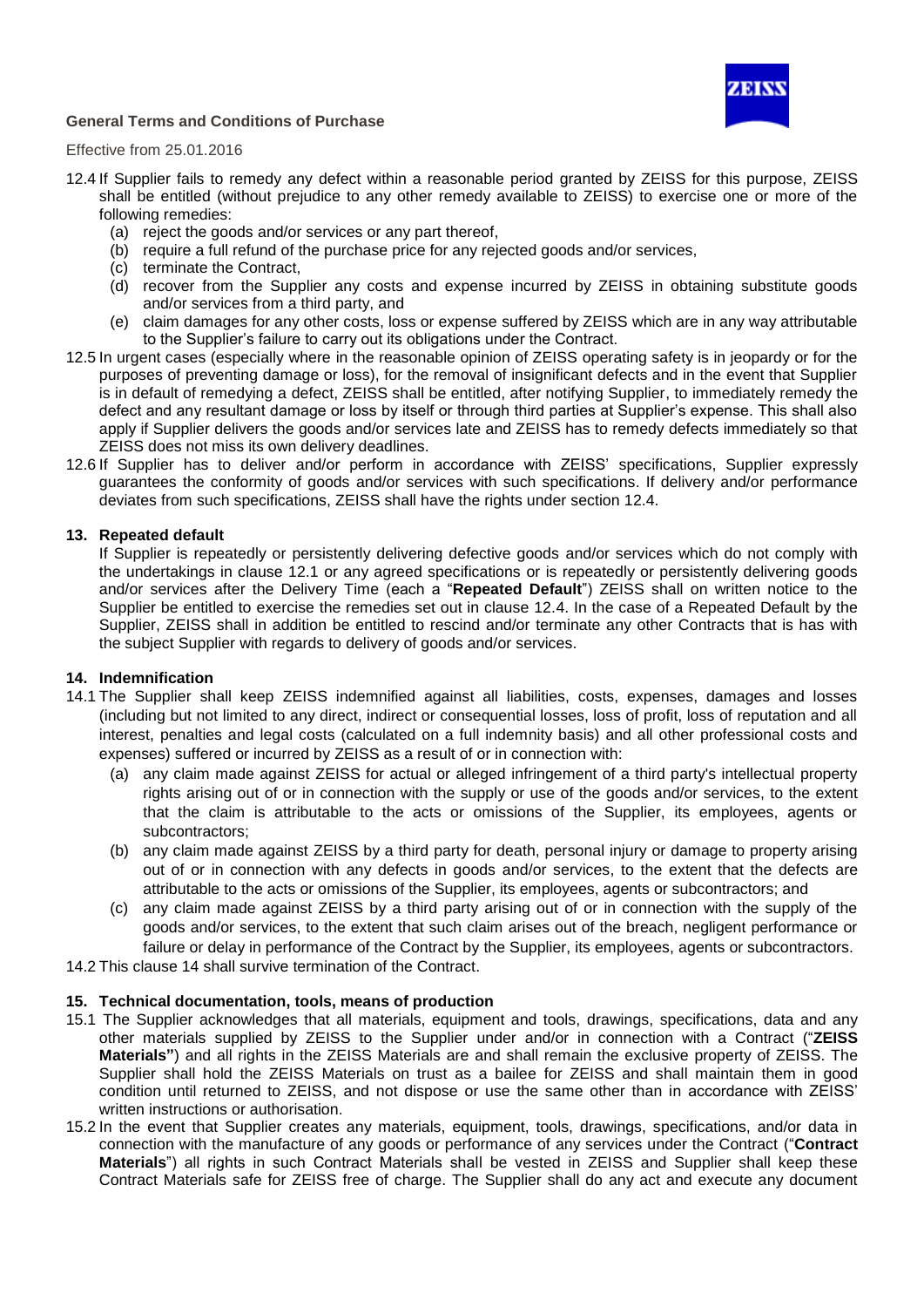12.4 If Supplier fails to remedy any defect within a reasonable period granted by ZEISS for this purpose, ZEISS shall be entitled (without prejudice to any other remedy available to ZEISS) to exercise one or more of the following remedies:

   (a) reject the goods and/or services or any part thereof,
   (b) require a full refund of the purchase price for any rejected goods and/or services,
   (c) terminate the Contract,
   (d) recover from the Supplier any costs and expense incurred by ZEISS in obtaining substitute goods and/or services from a third party, and
   (e) claim damages for any other costs, loss or expense suffered by ZEISS which are in any way attributable to the Supplier's failure to carry out its obligations under the Contract.

12.5 In urgent cases (especially where in the reasonable opinion of ZEISS operating safety is in jeopardy or for the purposes of preventing damage or loss), for the removal of insignificant defects and in the event that Supplier is in default of remedying a defect, ZEISS shall be entitled, after notifying Supplier, to immediately remedy the defect and any resultant damage or loss by itself or through third parties at Supplier's expense. This shall also apply if Supplier delivers the goods and/or services late and ZEISS has to remedy defects immediately so that ZEISS does not miss its own delivery deadlines.

12.6 If Supplier has to deliver and/or perform in accordance with ZEISS' specifications, Supplier expressly guarantees the conformity of goods and/or services with such specifications. If delivery and/or performance deviates from such specifications, ZEISS shall have the rights under section 12.4.

## 13. Repeated default

If Supplier is repeatedly or persistently delivering defective goods and/or services which do not comply with the undertakings in clause 12.1 or any agreed specifications or is repeatedly or persistently delivering goods and/or services after the Delivery Time (each a "**Repeated Default**") ZEISS shall on written notice to the Supplier be entitled to exercise the remedies set out in clause 12.4. In the case of a Repeated Default by the Supplier, ZEISS shall in addition be entitled to rescind and/or terminate any other Contracts that is has with the subject Supplier with regards to delivery of goods and/or services.

## 14. Indemnification

14.1 The Supplier shall keep ZEISS indemnified against all liabilities, costs, expenses, damages and losses (including but not limited to any direct, indirect or consequential losses, loss of profit, loss of reputation and all interest, penalties and legal costs (calculated on a full indemnity basis) and all other professional costs and expenses) suffered or incurred by ZEISS as a result of or in connection with:

   (a) any claim made against ZEISS for actual or alleged infringement of a third party's intellectual property rights arising out of or in connection with the supply or use of the goods and/or services, to the extent that the claim is attributable to the acts or omissions of the Supplier, its employees, agents or subcontractors;
   (b) any claim made against ZEISS by a third party for death, personal injury or damage to property arising out of or in connection with any defects in goods and/or services, to the extent that the defects are attributable to the acts or omissions of the Supplier, its employees, agents or subcontractors; and
   (c) any claim made against ZEISS by a third party arising out of or in connection with the supply of the goods and/or services, to the extent that such claim arises out of the breach, negligent performance or failure or delay in performance of the Contract by the Supplier, its employees, agents or subcontractors.

14.2 This clause 14 shall survive termination of the Contract.

## 15. Technical documentation, tools, means of production

15.1 The Supplier acknowledges that all materials, equipment and tools, drawings, specifications, data and any other materials supplied by ZEISS to the Supplier under and/or in connection with a Contract ("**ZEISS Materials"**) and all rights in the ZEISS Materials are and shall remain the exclusive property of ZEISS. The Supplier shall hold the ZEISS Materials on trust as a bailee for ZEISS and shall maintain them in good condition until returned to ZEISS, and not dispose or use the same other than in accordance with ZEISS' written instructions or authorisation.

15.2 In the event that Supplier creates any materials, equipment, tools, drawings, specifications, and/or data in connection with the manufacture of any goods or performance of any services under the Contract ("**Contract Materials**") all rights in such Contract Materials shall be vested in ZEISS and Supplier shall keep these Contract Materials safe for ZEISS free of charge. The Supplier shall do any act and execute any document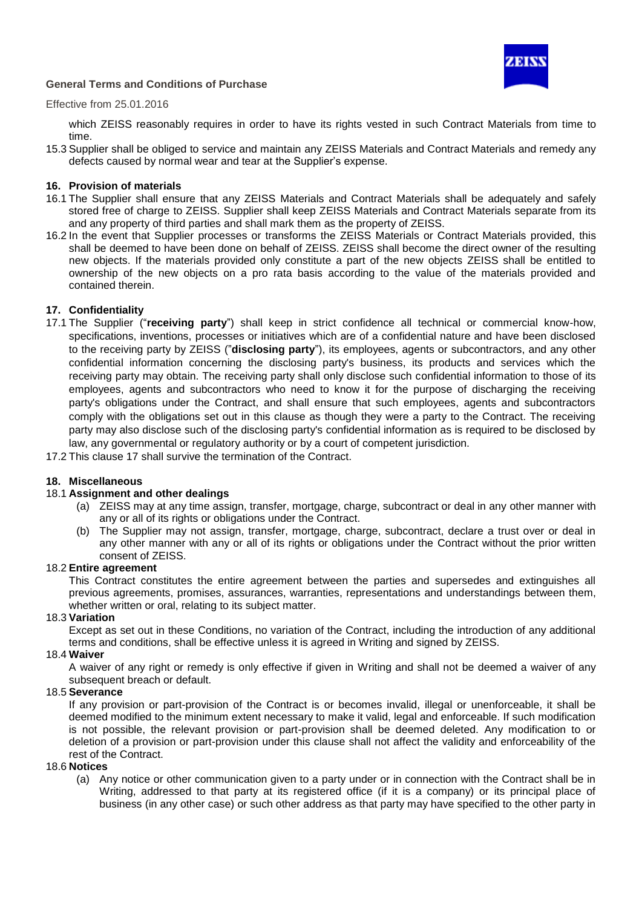which ZEISS reasonably requires in order to have its rights vested in such Contract Materials from time to time.

15.3 Supplier shall be obliged to service and maintain any ZEISS Materials and Contract Materials and remedy any defects caused by normal wear and tear at the Supplier's expense.

## 16. Provision of materials

16.1 The Supplier shall ensure that any ZEISS Materials and Contract Materials shall be adequately and safely stored free of charge to ZEISS. Supplier shall keep ZEISS Materials and Contract Materials separate from its and any property of third parties and shall mark them as the property of ZEISS.

16.2 In the event that Supplier processes or transforms the ZEISS Materials or Contract Materials provided, this shall be deemed to have been done on behalf of ZEISS. ZEISS shall become the direct owner of the resulting new objects. If the materials provided only constitute a part of the new objects ZEISS shall be entitled to ownership of the new objects on a pro rata basis according to the value of the materials provided and contained therein.

## 17. Confidentiality

17.1 The Supplier ("**receiving party**") shall keep in strict confidence all technical or commercial know-how, specifications, inventions, processes or initiatives which are of a confidential nature and have been disclosed to the receiving party by ZEISS ("**disclosing party**"), its employees, agents or subcontractors, and any other confidential information concerning the disclosing party's business, its products and services which the receiving party may obtain. The receiving party shall only disclose such confidential information to those of its employees, agents and subcontractors who need to know it for the purpose of discharging the receiving party's obligations under the Contract, and shall ensure that such employees, agents and subcontractors comply with the obligations set out in this clause as though they were a party to the Contract. The receiving party may also disclose such of the disclosing party's confidential information as is required to be disclosed by law, any governmental or regulatory authority or by a court of competent jurisdiction.

17.2 This clause 17 shall survive the termination of the Contract.

## 18. Miscellaneous

### 18.1 Assignment and other dealings

(a) ZEISS may at any time assign, transfer, mortgage, charge, subcontract or deal in any other manner with any or all of its rights or obligations under the Contract.

(b) The Supplier may not assign, transfer, mortgage, charge, subcontract, declare a trust over or deal in any other manner with any or all of its rights or obligations under the Contract without the prior written consent of ZEISS.

### 18.2 Entire agreement

This Contract constitutes the entire agreement between the parties and supersedes and extinguishes all previous agreements, promises, assurances, warranties, representations and understandings between them, whether written or oral, relating to its subject matter.

### 18.3 Variation

Except as set out in these Conditions, no variation of the Contract, including the introduction of any additional terms and conditions, shall be effective unless it is agreed in Writing and signed by ZEISS.

### 18.4 Waiver

A waiver of any right or remedy is only effective if given in Writing and shall not be deemed a waiver of any subsequent breach or default.

### 18.5 Severance

If any provision or part-provision of the Contract is or becomes invalid, illegal or unenforceable, it shall be deemed modified to the minimum extent necessary to make it valid, legal and enforceable. If such modification is not possible, the relevant provision or part-provision shall be deemed deleted. Any modification to or deletion of a provision or part-provision under this clause shall not affect the validity and enforceability of the rest of the Contract.

### 18.6 Notices

(a) Any notice or other communication given to a party under or in connection with the Contract shall be in Writing, addressed to that party at its registered office (if it is a company) or its principal place of business (in any other case) or such other address as that party may have specified to the other party in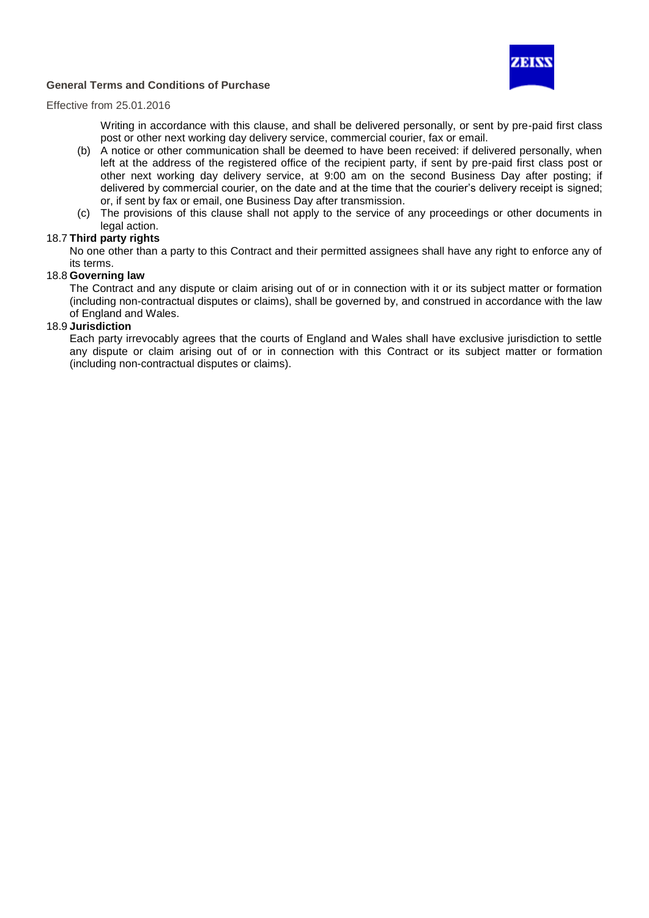Writing in accordance with this clause, and shall be delivered personally, or sent by pre-paid first class post or other next working day delivery service, commercial courier, fax or email.

(b) A notice or other communication shall be deemed to have been received: if delivered personally, when left at the address of the registered office of the recipient party, if sent by pre-paid first class post or other next working day delivery service, at 9:00 am on the second Business Day after posting; if delivered by commercial courier, on the date and at the time that the courier's delivery receipt is signed; or, if sent by fax or email, one Business Day after transmission.

(c) The provisions of this clause shall not apply to the service of any proceedings or other documents in legal action.

**18.7 Third party rights**

No one other than a party to this Contract and their permitted assignees shall have any right to enforce any of its terms.

**18.8 Governing law**

The Contract and any dispute or claim arising out of or in connection with it or its subject matter or formation (including non-contractual disputes or claims), shall be governed by, and construed in accordance with the law of England and Wales.

**18.9 Jurisdiction**

Each party irrevocably agrees that the courts of England and Wales shall have exclusive jurisdiction to settle any dispute or claim arising out of or in connection with this Contract or its subject matter or formation (including non-contractual disputes or claims).